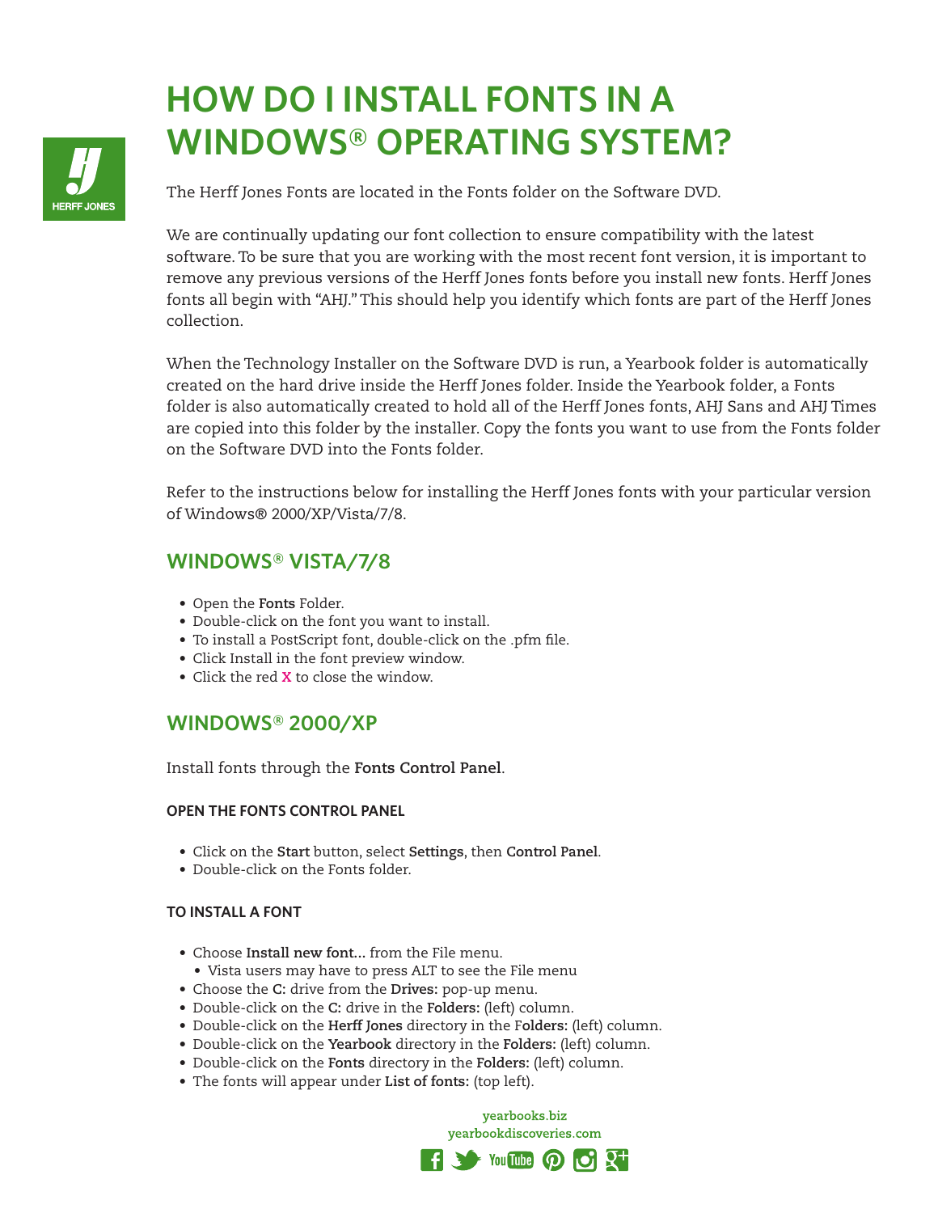# HOW DO I INSTALL FONTS IN A WINDOWS® OPERATING SYSTEM?

HERFF JONES

The Herff Jones Fonts are located in the Fonts folder on the Software DVD.

We are continually updating our font collection to ensure compatibility with the latest software. To be sure that you are working with the most recent font version, it is important to remove any previous versions of the Herff Jones fonts before you install new fonts. Herff Jones fonts all begin with "AHJ." This should help you identify which fonts are part of the Herff Jones collection.

When the Technology Installer on the Software DVD is run, a Yearbook folder is automatically created on the hard drive inside the Herff Jones folder. Inside the Yearbook folder, a Fonts folder is also automatically created to hold all of the Herff Jones fonts, AHJ Sans and AHJ Times are copied into this folder by the installer. Copy the fonts you want to use from the Fonts folder on the Software DVD into the Fonts folder.

Refer to the instructions below for installing the Herff Jones fonts with your particular version of Windows® 2000/XP/Vista/7/8.

## WINDOWS® VISTA/7/8

- Open the **Fonts** Folder.
- Double-click on the font you want to install.
- To install a PostScript font, double-click on the .pfm file.
- Click Install in the font preview window.
- Click the red **X** to close the window.

## WINDOWS® 2000/XP

Install fonts through the **Fonts Control Panel**.

### OPEN THE FONTS CONTROL PANEL

- Click on the **Start** button, select **Settings**, then **Control Panel**.
- Double-click on the Fonts folder.

### TO INSTALL A FONT

- Choose **Install new font...** from the File menu.
  - Vista users may have to press ALT to see the File menu
- Choose the **C:** drive from the **Drives:** pop-up menu.
- Double-click on the **C:** drive in the **Folders:** (left) column.
- Double-click on the **Herff Jones** directory in the F**olders:** (left) column.
- Double-click on the **Yearbook** directory in the **Folders:** (left) column.
- Double-click on the **Fonts** directory in the **Folders:** (left) column.
- The fonts will appear under **List of fonts:** (top left).

**yearbooks.biz**
**yearbookdiscoveries.com**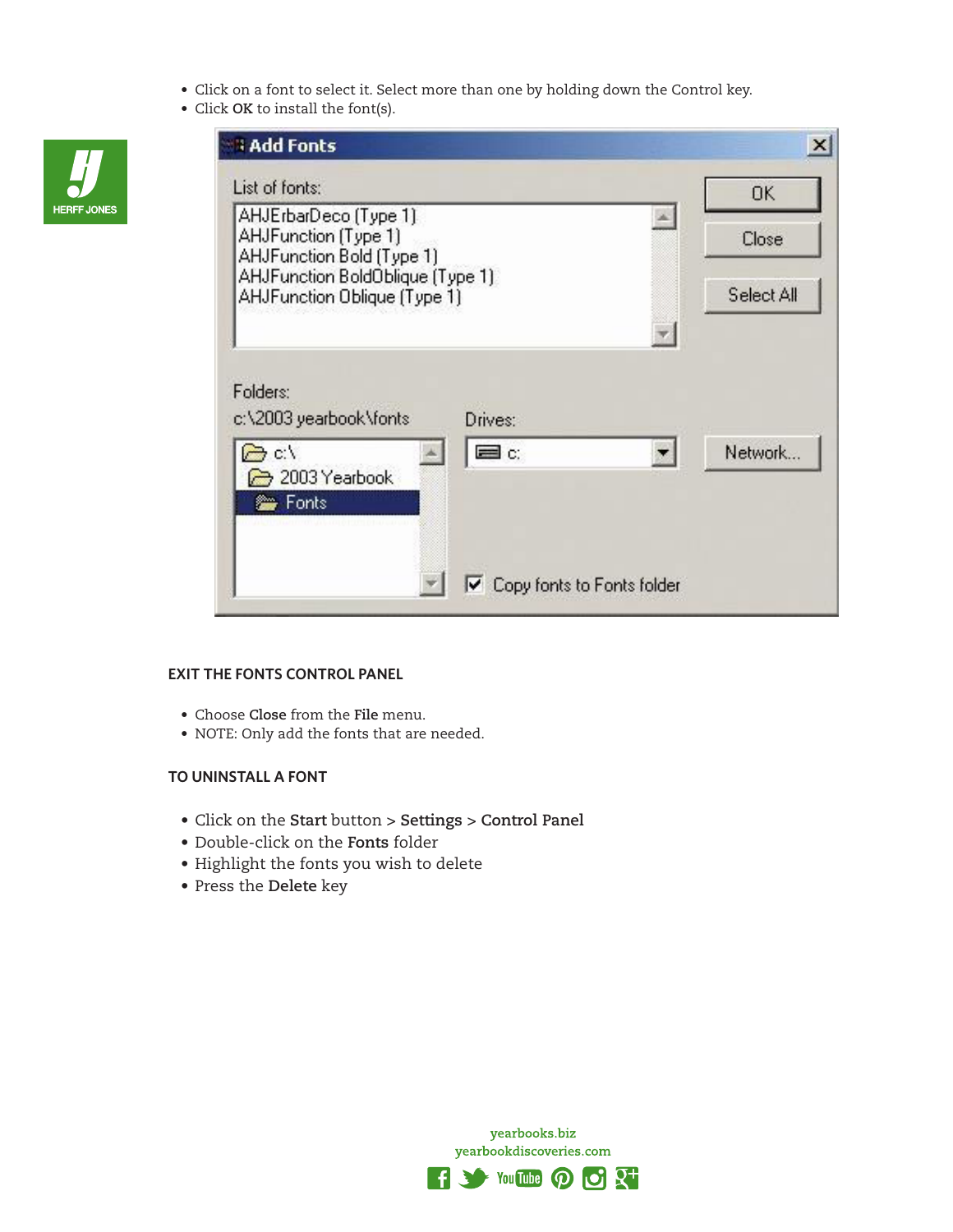- Click on a font to select it. Select more than one by holding down the Control key.
- Click **OK** to install the font(s).

### EXIT THE FONTS CONTROL PANEL

- Choose **Close** from the **File** menu.
- NOTE: Only add the fonts that are needed.

### TO UNINSTALL A FONT

- Click on the **Start** button > **Settings** > **Control Panel**
- Double-click on the **Fonts** folder
- Highlight the fonts you wish to delete
- Press the **Delete** key

yearbooks.biz
yearbookdiscoveries.com